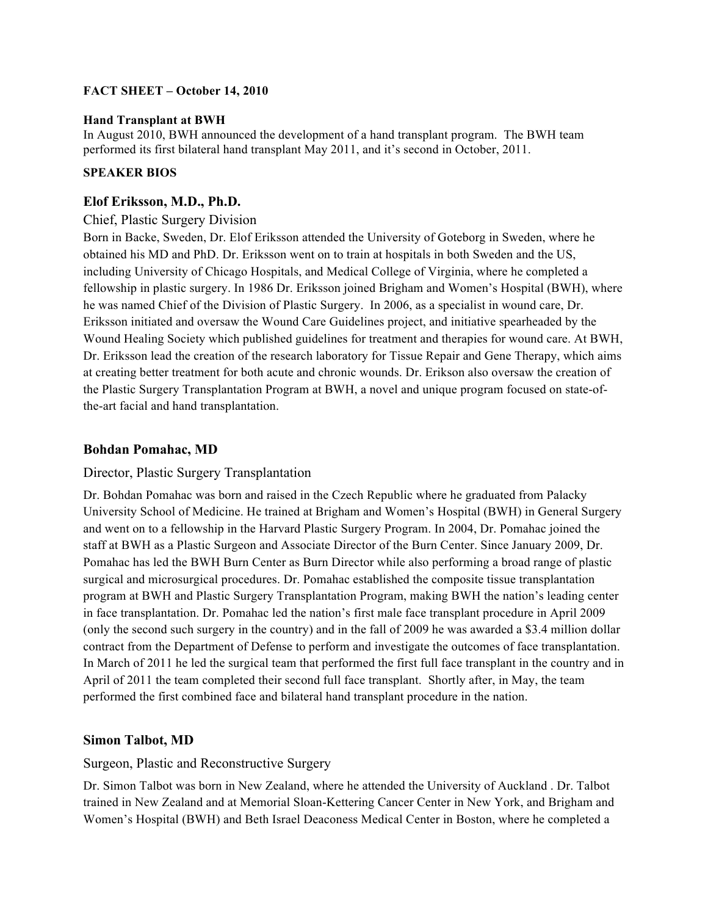**FACT SHEET – October 14, 2010**

**Hand Transplant at BWH**

In August 2010, BWH announced the development of a hand transplant program. The BWH team performed its first bilateral hand transplant May 2011, and it's second in October, 2011.

**SPEAKER BIOS**

## Elof Eriksson, M.D., Ph.D.

Chief, Plastic Surgery Division

Born in Backe, Sweden, Dr. Elof Eriksson attended the University of Goteborg in Sweden, where he obtained his MD and PhD. Dr. Eriksson went on to train at hospitals in both Sweden and the US, including University of Chicago Hospitals, and Medical College of Virginia, where he completed a fellowship in plastic surgery. In 1986 Dr. Eriksson joined Brigham and Women's Hospital (BWH), where he was named Chief of the Division of Plastic Surgery. In 2006, as a specialist in wound care, Dr. Eriksson initiated and oversaw the Wound Care Guidelines project, and initiative spearheaded by the Wound Healing Society which published guidelines for treatment and therapies for wound care. At BWH, Dr. Eriksson lead the creation of the research laboratory for Tissue Repair and Gene Therapy, which aims at creating better treatment for both acute and chronic wounds. Dr. Erikson also oversaw the creation of the Plastic Surgery Transplantation Program at BWH, a novel and unique program focused on state-of-the-art facial and hand transplantation.

## Bohdan Pomahac, MD

Director, Plastic Surgery Transplantation

Dr. Bohdan Pomahac was born and raised in the Czech Republic where he graduated from Palacky University School of Medicine. He trained at Brigham and Women's Hospital (BWH) in General Surgery and went on to a fellowship in the Harvard Plastic Surgery Program. In 2004, Dr. Pomahac joined the staff at BWH as a Plastic Surgeon and Associate Director of the Burn Center. Since January 2009, Dr. Pomahac has led the BWH Burn Center as Burn Director while also performing a broad range of plastic surgical and microsurgical procedures. Dr. Pomahac established the composite tissue transplantation program at BWH and Plastic Surgery Transplantation Program, making BWH the nation's leading center in face transplantation. Dr. Pomahac led the nation's first male face transplant procedure in April 2009 (only the second such surgery in the country) and in the fall of 2009 he was awarded a $3.4 million dollar contract from the Department of Defense to perform and investigate the outcomes of face transplantation. In March of 2011 he led the surgical team that performed the first full face transplant in the country and in April of 2011 the team completed their second full face transplant. Shortly after, in May, the team performed the first combined face and bilateral hand transplant procedure in the nation.

## Simon Talbot, MD

Surgeon, Plastic and Reconstructive Surgery

Dr. Simon Talbot was born in New Zealand, where he attended the University of Auckland . Dr. Talbot trained in New Zealand and at Memorial Sloan-Kettering Cancer Center in New York, and Brigham and Women's Hospital (BWH) and Beth Israel Deaconess Medical Center in Boston, where he completed a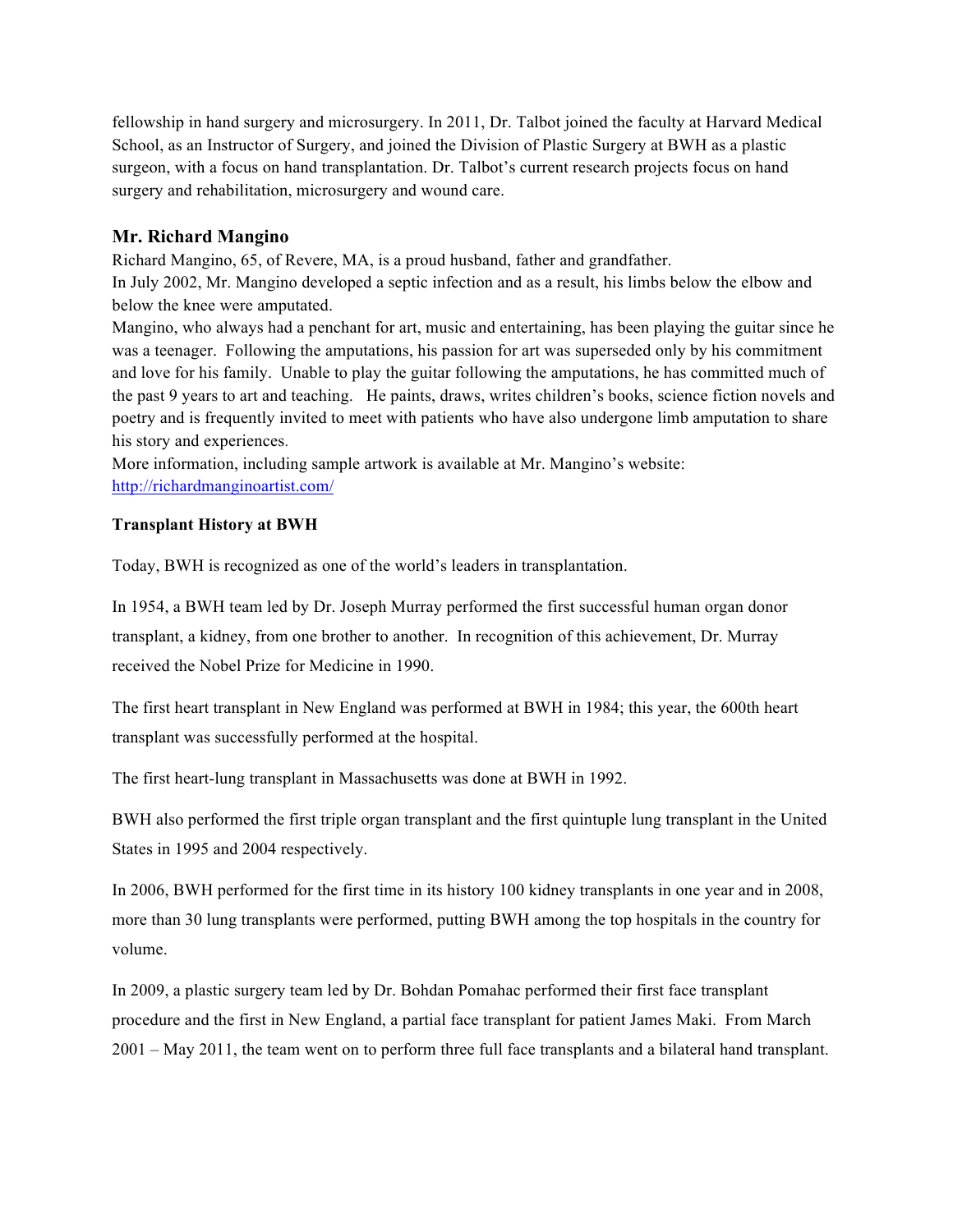fellowship in hand surgery and microsurgery. In 2011, Dr. Talbot joined the faculty at Harvard Medical School, as an Instructor of Surgery, and joined the Division of Plastic Surgery at BWH as a plastic surgeon, with a focus on hand transplantation. Dr. Talbot's current research projects focus on hand surgery and rehabilitation, microsurgery and wound care.

### Mr. Richard Mangino

Richard Mangino, 65, of Revere, MA, is a proud husband, father and grandfather.

In July 2002, Mr. Mangino developed a septic infection and as a result, his limbs below the elbow and below the knee were amputated.

Mangino, who always had a penchant for art, music and entertaining, has been playing the guitar since he was a teenager. Following the amputations, his passion for art was superseded only by his commitment and love for his family. Unable to play the guitar following the amputations, he has committed much of the past 9 years to art and teaching. He paints, draws, writes children's books, science fiction novels and poetry and is frequently invited to meet with patients who have also undergone limb amputation to share his story and experiences.

More information, including sample artwork is available at Mr. Mangino's website: http://richardmanginoartist.com/

**Transplant History at BWH**

Today, BWH is recognized as one of the world's leaders in transplantation.

In 1954, a BWH team led by Dr. Joseph Murray performed the first successful human organ donor transplant, a kidney, from one brother to another. In recognition of this achievement, Dr. Murray received the Nobel Prize for Medicine in 1990.

The first heart transplant in New England was performed at BWH in 1984; this year, the 600th heart transplant was successfully performed at the hospital.

The first heart-lung transplant in Massachusetts was done at BWH in 1992.

BWH also performed the first triple organ transplant and the first quintuple lung transplant in the United States in 1995 and 2004 respectively.

In 2006, BWH performed for the first time in its history 100 kidney transplants in one year and in 2008, more than 30 lung transplants were performed, putting BWH among the top hospitals in the country for volume.

In 2009, a plastic surgery team led by Dr. Bohdan Pomahac performed their first face transplant procedure and the first in New England, a partial face transplant for patient James Maki. From March 2001 – May 2011, the team went on to perform three full face transplants and a bilateral hand transplant.